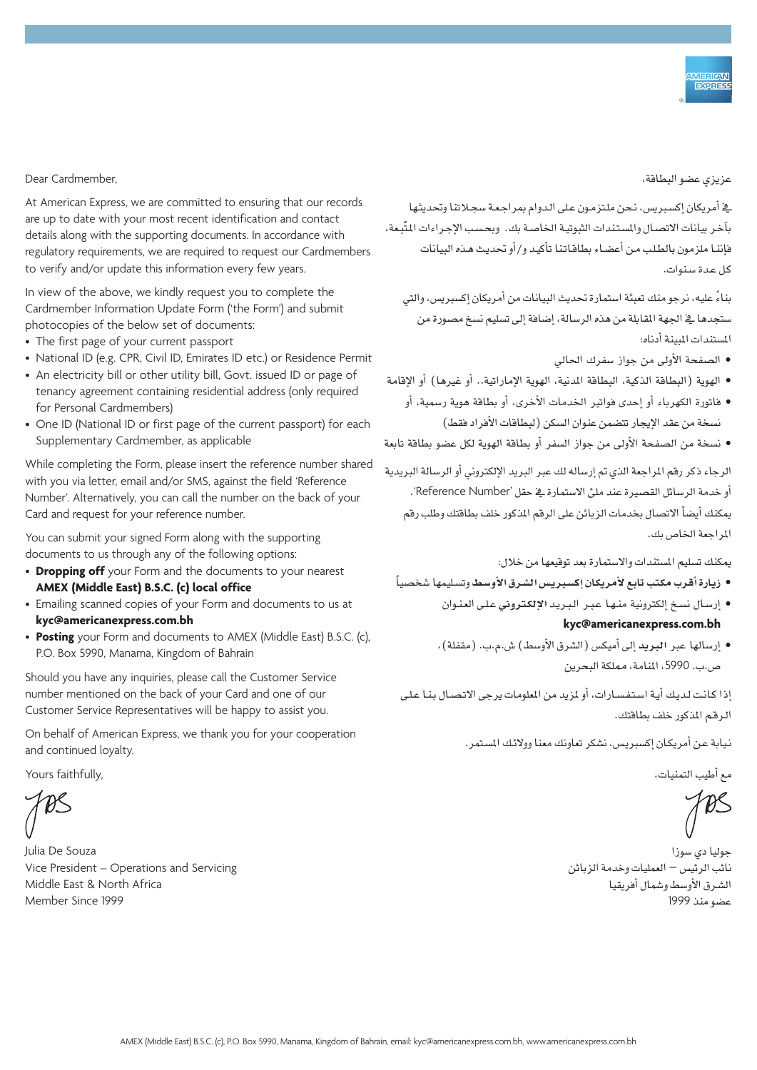Dear Cardmember,

At American Express, we are committed to ensuring that our records are up to date with your most recent identification and contact details along with the supporting documents. In accordance with regulatory requirements, we are required to request our Cardmembers to verify and/or update this information every few years.

In view of the above, we kindly request you to complete the Cardmember Information Update Form ('the Form') and submit photocopies of the below set of documents:

- The first page of your current passport
- National ID (e.g. CPR, Civil ID, Emirates ID etc.) or Residence Permit
- An electricity bill or other utility bill, Govt. issued ID or page of tenancy agreement containing residential address (only required for Personal Cardmembers)
- One ID (National ID or first page of the current passport) for each Supplementary Cardmember, as applicable

While completing the Form, please insert the reference number shared with you via letter, email and/or SMS, against the field 'Reference Number'. Alternatively, you can call the number on the back of your Card and request for your reference number.

You can submit your signed Form along with the supporting documents to us through any of the following options:

- **Dropping off** your Form and the documents to your nearest **AMEX (Middle East) B.S.C. (c) local office**
- Emailing scanned copies of your Form and documents to us at **kyc@americanexpress.com.bh**
- **Posting** your Form and documents to AMEX (Middle East) B.S.C. (c), P.O. Box 5990, Manama, Kingdom of Bahrain

Should you have any inquiries, please call the Customer Service number mentioned on the back of your Card and one of our Customer Service Representatives will be happy to assist you.

On behalf of American Express, we thank you for your cooperation and continued loyalty.

Yours faithfully,

Julia De Souza
Vice President – Operations and Servicing
Middle East & North Africa
Member Since 1999

عزيزي عضو البطاقة،

في أمريكان إكسبريس، نحن ملتزمون على الدوام بمراجعة سجلاتنا وتحديثها بآخر بيانات الاتصال والمستندات الثبوتية الخاصة بك. وبحسب الإجراءات المتّبعة، فإننا ملزمون بالطلب من أعضاء بطاقاتنا تأكيد و/أو تحديث هذه البيانات كل عدة سنوات.

بناءً عليه، نرجو منك تعبئة استمارة تحديث البيانات من أمريكان إكسبريس، والتي ستجدها في الجهة المقابلة من هذه الرسالة، إضافة إلى تسليم نسخ مصورة من المستندات المبينة أدناه:

- الصفحة الأولى من جواز سفرك الحالي
- الهوية (البطاقة الذكية، البطاقة المدنية، الهوية الإماراتية.. أو غيرها) أو الإقامة
- فاتورة الكهرباء أو إحدى فواتير الخدمات الأخرى، أو بطاقة هوية رسمية، أو نسخة من عقد الإيجار تتضمن عنوان السكن (لبطاقات الأفراد فقط)
- نسخة من الصفحة الأولى من جواز السفر أو بطاقة الهوية لكل عضو بطاقة تابعة

الرجاء ذكر رقم المراجعة الذي تم إرساله لك عبر البريد الإلكتروني أو الرسالة البريدية أو خدمة الرسائل القصيرة عند ملئ الاستمارة في حقل 'Reference Number'. يمكنك أيضاً الاتصال بخدمات الزبائن على الرقم المذكور خلف بطاقتك وطلب رقم المراجعة الخاص بك.

يمكنك تسليم المستندات والاستمارة بعد توقيعها من خلال:

- **زيارة أقرب مكتب تابع لأمريكان إكسبريس الشرق الأوسط** وتسليمها شخصياً
- إرسال نسخ إلكترونية منها عبر **البريد الإلكتروني** على العنوان **kyc@americanexpress.com.bh**
- إرسالها عبر **البريد** إلى أميكس (الشرق الأوسط) ش.م.ب. (مقفلة)، ص.ب. 5990، المنامة، **مملكة البحرين**

إذا كانت لديك أية استفسارات، أو لمزيد من المعلومات يرجى الاتصال بنا على الرقم المذكور خلف بطاقتك.

نيابة عن أمريكان إكسبريس، نشكر تعاونك معنا وولائك المستمر.

مع أطيب التمنيات،

جوليا دي سوزا
نائب الرئيس – العمليات وخدمة الزبائن
الشرق الأوسط وشمال أفريقيا
عضو منذ 1999

AMEX (Middle East) B.S.C. (c), P.O. Box 5990, Manama, Kingdom of Bahrain, email: kyc@americanexpress.com.bh, www.americanexpress.com.bh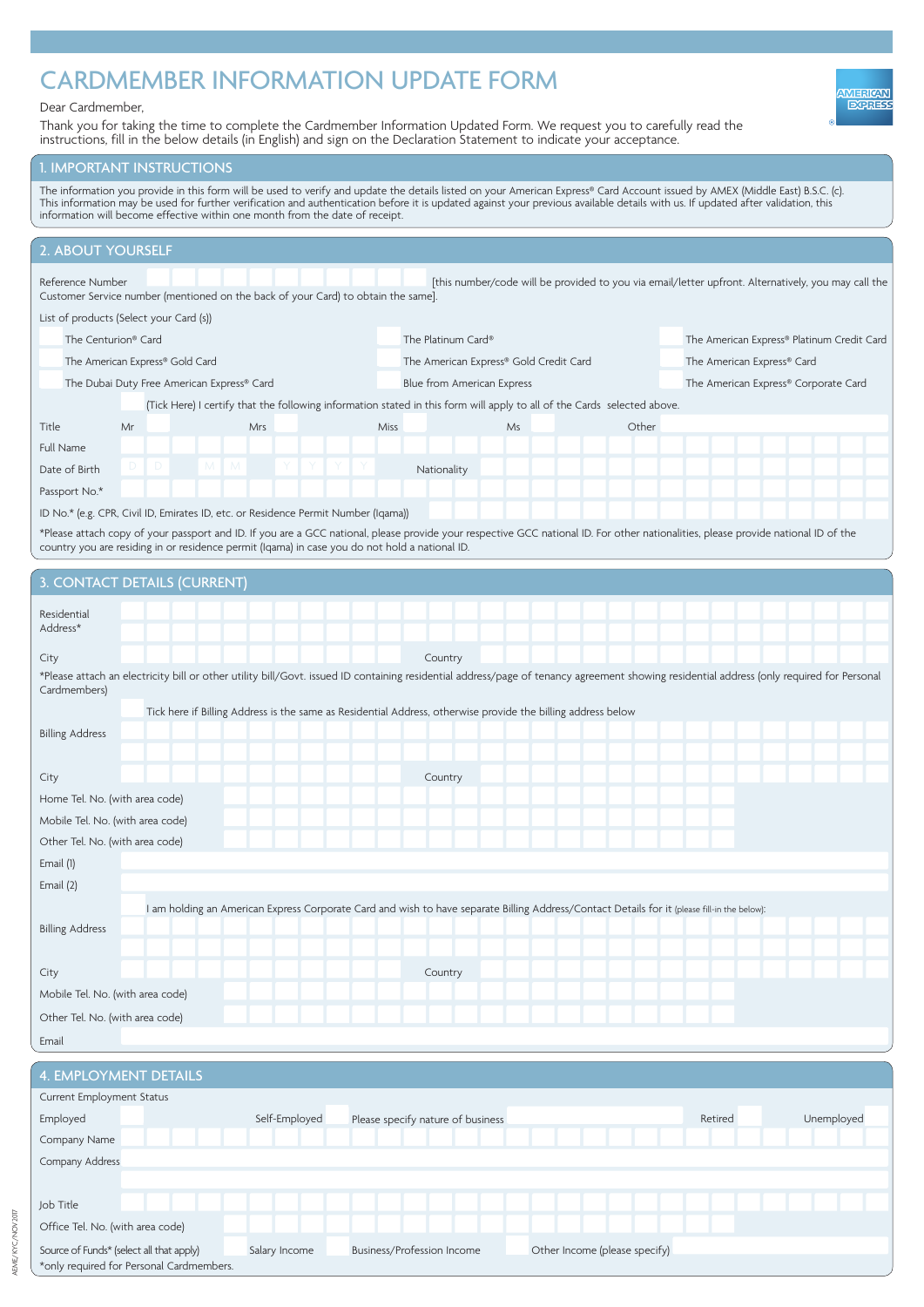# CARDMEMBER INFORMATION UPDATE FORM

Dear Cardmember,

Thank you for taking the time to complete the Cardmember Information Updated Form. We request you to carefully read the instructions, fill in the below details (in English) and sign on the Declaration Statement to indicate your acceptance.

## 1. IMPORTANT INSTRUCTIONS

The information you provide in this form will be used to verify and update the details listed on your American Express® Card Account issued by AMEX (Middle East) B.S.C. (c). This information may be used for further verification and authentication before it is updated against your previous available details with us. If updated after validation, this information will become effective within one month from the date of receipt.

## 2. ABOUT YOURSELF

Reference Number [this number/code will be provided to you via email/letter upfront. Alternatively, you may call the Customer Service number (mentioned on the back of your Card) to obtain the same].

List of products (Select your Card (s))

- The Centurion® Card
- The Platinum Card®
- The American Express® Platinum Credit Card
- The American Express® Gold Card
- The American Express® Gold Credit Card
- The American Express® Card
- The Dubai Duty Free American Express® Card
- Blue from American Express
- The American Express® Corporate Card

(Tick Here) I certify that the following information stated in this form will apply to all of the Cards selected above.

Title Mr Mrs Miss Ms Other

Full Name

Date of Birth D D M M Y Y Y Y Nationality

Passport No.*

ID No.* (e.g. CPR, Civil ID, Emirates ID, etc. or Residence Permit Number (Iqama))

*Please attach copy of your passport and ID. If you are a GCC national, please provide your respective GCC national ID. For other nationalities, please provide national ID of the country you are residing in or residence permit (Iqama) in case you do not hold a national ID.

## 3. CONTACT DETAILS (CURRENT)

Residential Address*

City Country

*Please attach an electricity bill or other utility bill/Govt. issued ID containing residential address/page of tenancy agreement showing residential address (only required for Personal Cardmembers)

Tick here if Billing Address is the same as Residential Address, otherwise provide the billing address below

Billing Address

City Country

Home Tel. No. (with area code)

Mobile Tel. No. (with area code)

Other Tel. No. (with area code)

Email (1)

Email (2)

I am holding an American Express Corporate Card and wish to have separate Billing Address/Contact Details for it (please fill-in the below):

Billing Address

City Country

Mobile Tel. No. (with area code)

Other Tel. No. (with area code)

Email

## 4. EMPLOYMENT DETAILS

Current Employment Status

Employed Self-Employed Please specify nature of business Retired Unemployed

Company Name

Company Address

Job Title

Office Tel. No. (with area code)

Source of Funds* (select all that apply) Salary Income Business/Profession Income Other Income (please specify)

*only required for Personal Cardmembers.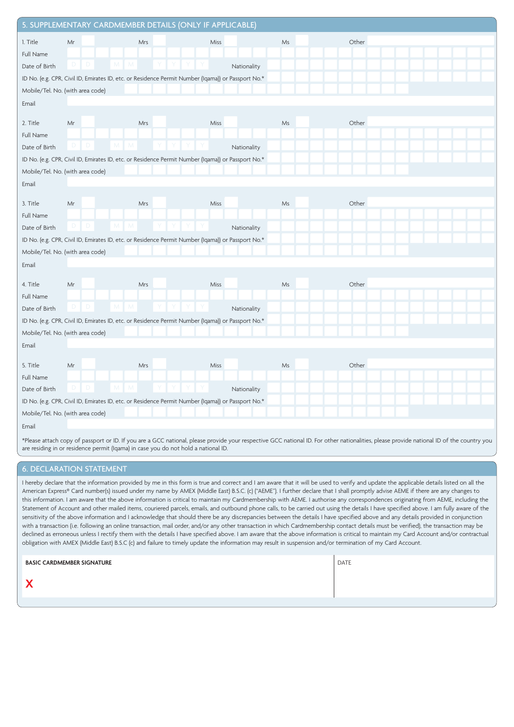## 5. SUPPLEMENTARY CARDMEMBER DETAILS (ONLY IF APPLICABLE)

1. Title Mr Mrs Miss Ms Other

Full Name

Date of Birth D D M M Y Y Y Y Nationality

ID No. (e.g. CPR, Civil ID, Emirates ID, etc. or Residence Permit Number (Iqama)) or Passport No.*

Mobile/Tel. No. (with area code)

Email

2. Title Mr Mrs Miss Ms Other

Full Name

Date of Birth D D M M Y Y Y Y Nationality

ID No. (e.g. CPR, Civil ID, Emirates ID, etc. or Residence Permit Number (Iqama)) or Passport No.*

Mobile/Tel. No. (with area code)

Email

3. Title Mr Mrs Miss Ms Other

Full Name

Date of Birth D D M M Y Y Y Y Nationality

ID No. (e.g. CPR, Civil ID, Emirates ID, etc. or Residence Permit Number (Iqama)) or Passport No.*

Mobile/Tel. No. (with area code)

Email

4. Title Mr Mrs Miss Ms Other

Full Name

Date of Birth D D M M Y Y Y Y Nationality

ID No. (e.g. CPR, Civil ID, Emirates ID, etc. or Residence Permit Number (Iqama)) or Passport No.*

Mobile/Tel. No. (with area code)

Email

5. Title Mr Mrs Miss Ms Other

Full Name

Date of Birth D D M M Y Y Y Y Nationality

ID No. (e.g. CPR, Civil ID, Emirates ID, etc. or Residence Permit Number (Iqama)) or Passport No.*

Mobile/Tel. No. (with area code)

Email

*Please attach copy of passport or ID. If you are a GCC national, please provide your respective GCC national ID. For other nationalities, please provide national ID of the country you are residing in or residence permit (Iqama) in case you do not hold a national ID.

## 6. DECLARATION STATEMENT

I hereby declare that the information provided by me in this form is true and correct and I am aware that it will be used to verify and update the applicable details listed on all the American Express® Card number(s) issued under my name by AMEX (Middle East) B.S.C. (c) ("AEME"). I further declare that I shall promptly advise AEME if there are any changes to this information. I am aware that the above information is critical to maintain my Cardmembership with AEME. I authorise any correspondences originating from AEME, including the Statement of Account and other mailed items, couriered parcels, emails, and outbound phone calls, to be carried out using the details I have specified above. I am fully aware of the sensitivity of the above information and I acknowledge that should there be any discrepancies between the details I have specified above and any details provided in conjunction with a transaction (i.e. following an online transaction, mail order, and/or any other transaction in which Cardmembership contact details must be verified), the transaction may be declined as erroneous unless I rectify them with the details I have specified above. I am aware that the above information is critical to maintain my Card Account and/or contractual obligation with AMEX (Middle East) B.S.C (c) and failure to timely update the information may result in suspension and/or termination of my Card Account.

| **BASIC CARDMEMBER SIGNATURE** | DATE |
|---|---|
| X | |